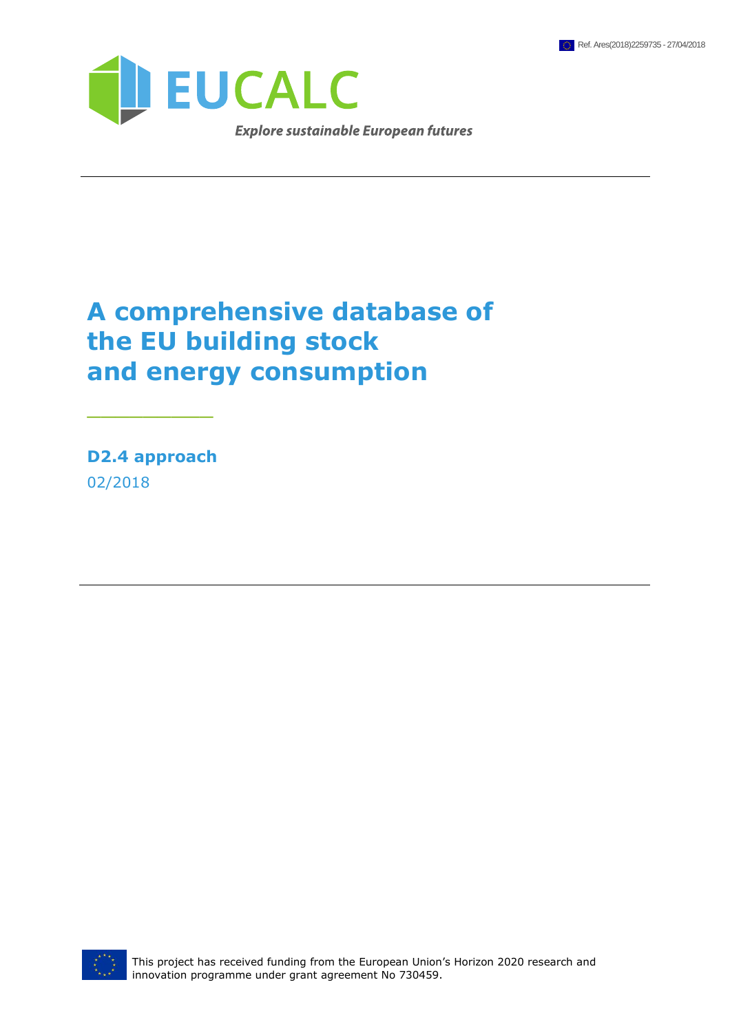Ref. Ares(2018)2259735 - 27/04/2018

EUCALC

*Explore sustainable European futures*

---

# A comprehensive database of the EU building stock and energy consumption

## D2.4 approach

02/2018

---

This project has received funding from the European Union's Horizon 2020 research and innovation programme under grant agreement No 730459.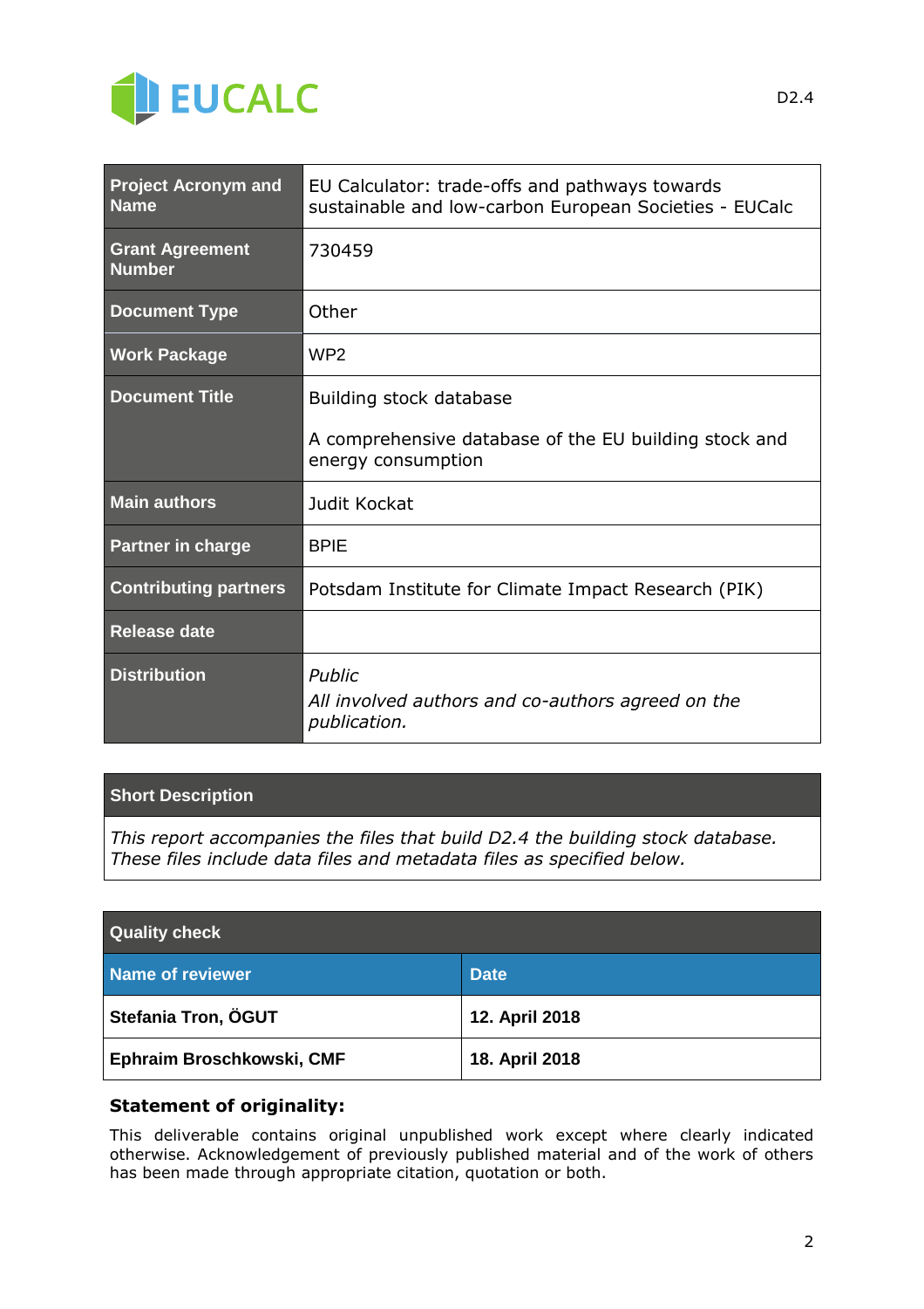| Project Acronym and Name | EU Calculator: trade-offs and pathways towards sustainable and low-carbon European Societies - EUCalc |
|---|---|
| Grant Agreement Number | 730459 |
| Document Type | Other |
| Work Package | WP2 |
| Document Title | Building stock database<br><br>A comprehensive database of the EU building stock and energy consumption |
| Main authors | Judit Kockat |
| Partner in charge | BPIE |
| Contributing partners | Potsdam Institute for Climate Impact Research (PIK) |
| Release date | |
| Distribution | *Public*<br>*All involved authors and co-authors agreed on the publication.* |

| Short Description |
|---|
| *This report accompanies the files that build D2.4 the building stock database. These files include data files and metadata files as specified below.* |

| Quality check | |
|---|---|
| **Name of reviewer** | **Date** |
| **Stefania Tron, ÖGUT** | **12. April 2018** |
| **Ephraim Broschkowski, CMF** | **18. April 2018** |

**Statement of originality:**

This deliverable contains original unpublished work except where clearly indicated otherwise. Acknowledgement of previously published material and of the work of others has been made through appropriate citation, quotation or both.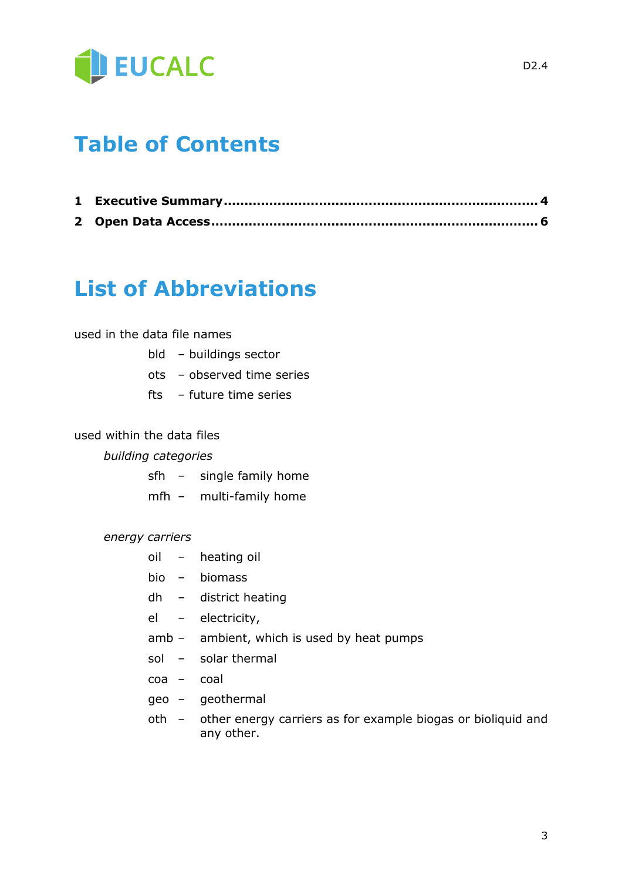# Table of Contents

1 **Executive Summary** .......... 4

2 **Open Data Access** .......... 6

# List of Abbreviations

used in the data file names

- bld – buildings sector
- ots – observed time series
- fts – future time series

used within the data files

*building categories*

- sfh – single family home
- mfh – multi-family home

*energy carriers*

- oil – heating oil
- bio – biomass
- dh – district heating
- el – electricity,
- amb – ambient, which is used by heat pumps
- sol – solar thermal
- coa – coal
- geo – geothermal
- oth – other energy carriers as for example biogas or bioliquid and any other.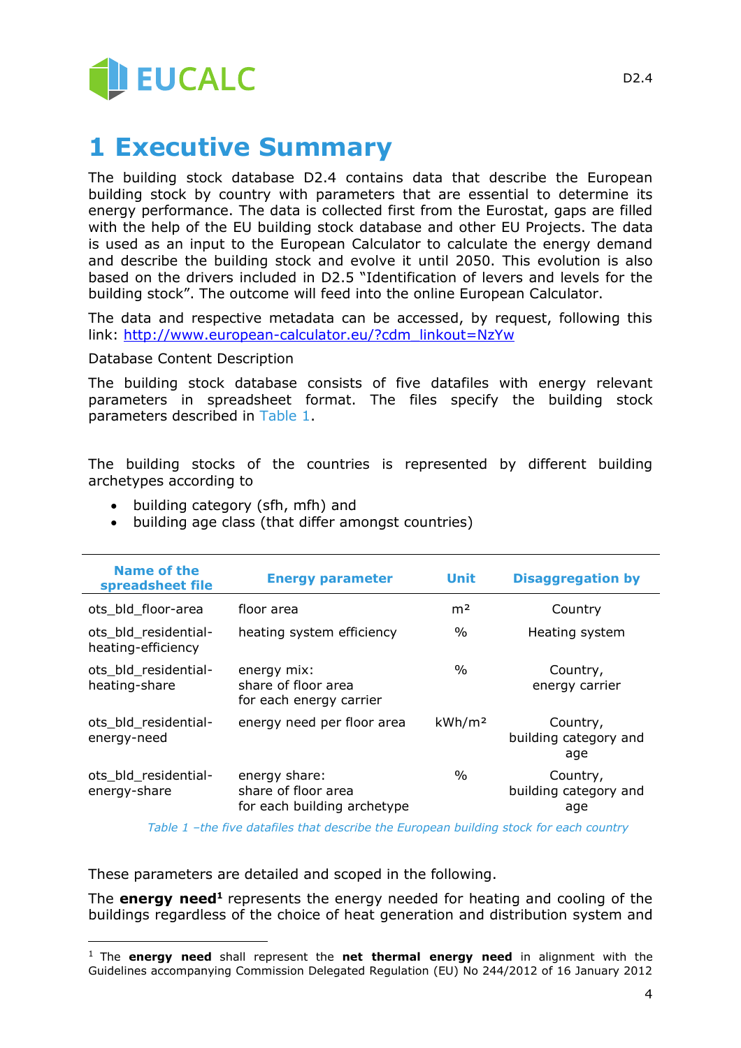# 1 Executive Summary

The building stock database D2.4 contains data that describe the European building stock by country with parameters that are essential to determine its energy performance. The data is collected first from the Eurostat, gaps are filled with the help of the EU building stock database and other EU Projects. The data is used as an input to the European Calculator to calculate the energy demand and describe the building stock and evolve it until 2050. This evolution is also based on the drivers included in D2.5 "Identification of levers and levels for the building stock". The outcome will feed into the online European Calculator.

The data and respective metadata can be accessed, by request, following this link: http://www.european-calculator.eu/?cdm_linkout=NzYw

Database Content Description

The building stock database consists of five datafiles with energy relevant parameters in spreadsheet format. The files specify the building stock parameters described in Table 1.

The building stocks of the countries is represented by different building archetypes according to

- building category (sfh, mfh) and
- building age class (that differ amongst countries)

| Name of the spreadsheet file | Energy parameter | Unit | Disaggregation by |
|---|---|---|---|
| ots_bld_floor-area | floor area | m² | Country |
| ots_bld_residential-heating-efficiency | heating system efficiency | % | Heating system |
| ots_bld_residential-heating-share | energy mix: share of floor area for each energy carrier | % | Country, energy carrier |
| ots_bld_residential-energy-need | energy need per floor area | kWh/m² | Country, building category and age |
| ots_bld_residential-energy-share | energy share: share of floor area for each building archetype | % | Country, building category and age |

*Table 1 –the five datafiles that describe the European building stock for each country*

These parameters are detailed and scoped in the following.

The **energy need**[1] represents the energy needed for heating and cooling of the buildings regardless of the choice of heat generation and distribution system and

[1] The **energy need** shall represent the **net thermal energy need** in alignment with the Guidelines accompanying Commission Delegated Regulation (EU) No 244/2012 of 16 January 2012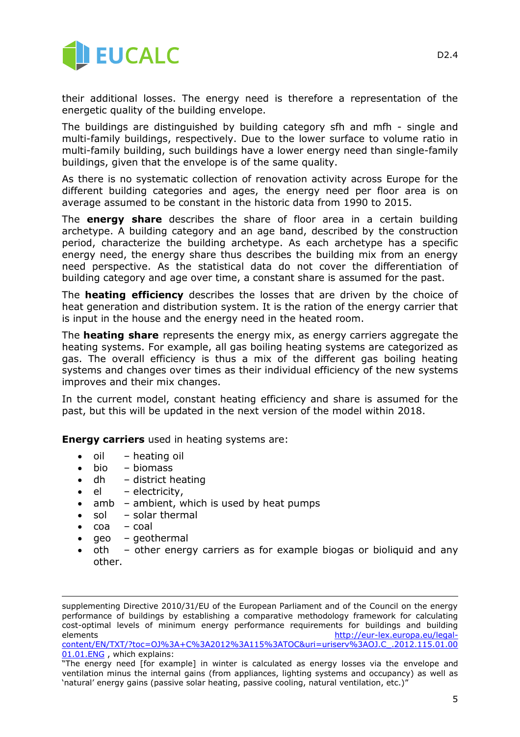their additional losses. The energy need is therefore a representation of the energetic quality of the building envelope.

The buildings are distinguished by building category sfh and mfh - single and multi-family buildings, respectively. Due to the lower surface to volume ratio in multi-family building, such buildings have a lower energy need than single-family buildings, given that the envelope is of the same quality.

As there is no systematic collection of renovation activity across Europe for the different building categories and ages, the energy need per floor area is on average assumed to be constant in the historic data from 1990 to 2015.

The **energy share** describes the share of floor area in a certain building archetype. A building category and an age band, described by the construction period, characterize the building archetype. As each archetype has a specific energy need, the energy share thus describes the building mix from an energy need perspective. As the statistical data do not cover the differentiation of building category and age over time, a constant share is assumed for the past.

The **heating efficiency** describes the losses that are driven by the choice of heat generation and distribution system. It is the ration of the energy carrier that is input in the house and the energy need in the heated room.

The **heating share** represents the energy mix, as energy carriers aggregate the heating systems. For example, all gas boiling heating systems are categorized as gas. The overall efficiency is thus a mix of the different gas boiling heating systems and changes over times as their individual efficiency of the new systems improves and their mix changes.

In the current model, constant heating efficiency and share is assumed for the past, but this will be updated in the next version of the model within 2018.

**Energy carriers** used in heating systems are:

- oil – heating oil
- bio – biomass
- dh – district heating
- el – electricity,
- amb – ambient, which is used by heat pumps
- sol – solar thermal
- coa – coal
- geo – geothermal
- oth – other energy carriers as for example biogas or bioliquid and any other.

---

supplementing Directive 2010/31/EU of the European Parliament and of the Council on the energy performance of buildings by establishing a comparative methodology framework for calculating cost-optimal levels of minimum energy performance requirements for buildings and building elements http://eur-lex.europa.eu/legal-content/EN/TXT/?toc=OJ%3A+C%3A2012%3A115%3ATOC&uri=uriserv%3AOJ.C_.2012.115.01.0001.01.ENG , which explains:
"The energy need [for example] in winter is calculated as energy losses via the envelope and ventilation minus the internal gains (from appliances, lighting systems and occupancy) as well as 'natural' energy gains (passive solar heating, passive cooling, natural ventilation, etc.)"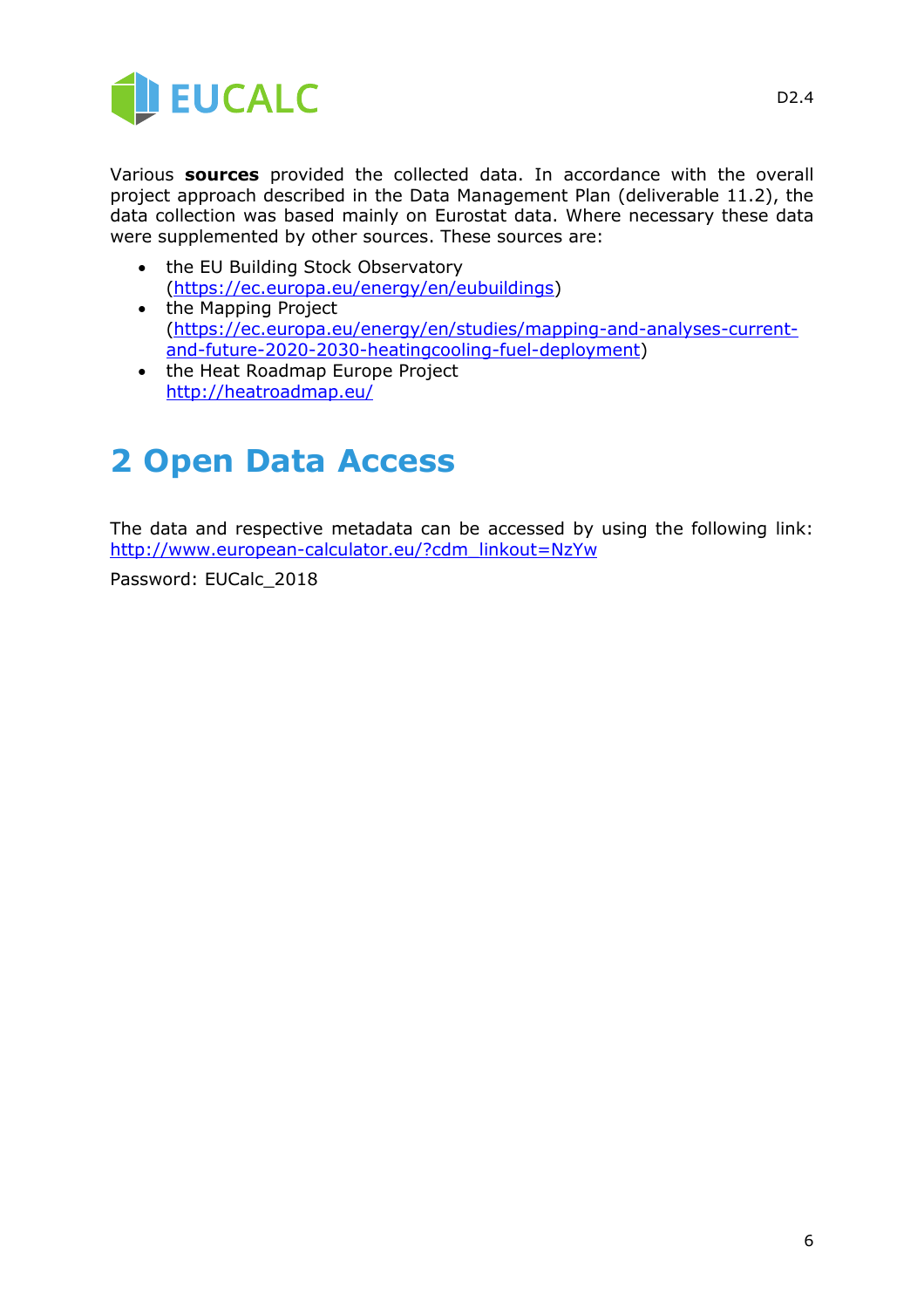Various **sources** provided the collected data. In accordance with the overall project approach described in the Data Management Plan (deliverable 11.2), the data collection was based mainly on Eurostat data. Where necessary these data were supplemented by other sources. These sources are:

- the EU Building Stock Observatory (https://ec.europa.eu/energy/en/eubuildings)
- the Mapping Project (https://ec.europa.eu/energy/en/studies/mapping-and-analyses-current-and-future-2020-2030-heatingcooling-fuel-deployment)
- the Heat Roadmap Europe Project http://heatroadmap.eu/

# 2 Open Data Access

The data and respective metadata can be accessed by using the following link: http://www.european-calculator.eu/?cdm_linkout=NzYw

Password: EUCalc_2018